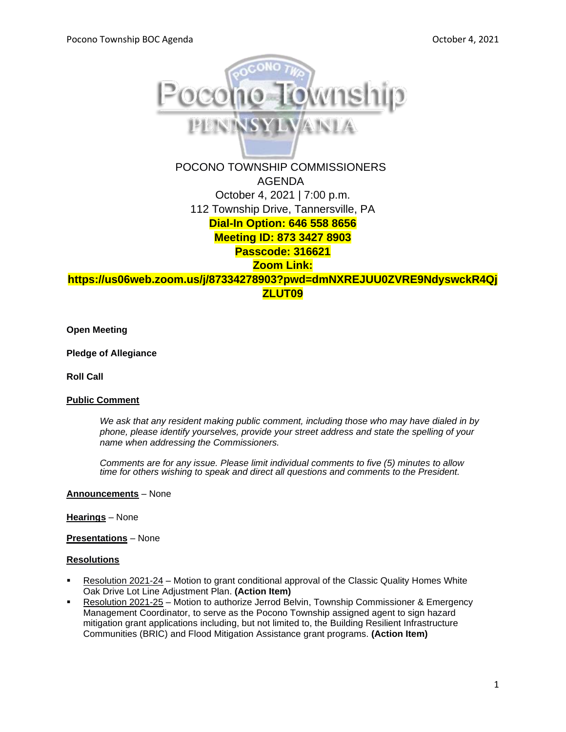# POCONO TOWNSHIP COMMISSIONERS AGENDA

October 4, 2021 | 7:00 p.m.
112 Township Drive, Tannersville, PA

**Dial-In Option: 646 558 8656**
**Meeting ID: 873 3427 8903**
**Passcode: 316621**
**Zoom Link:**
**https://us06web.zoom.us/j/87334278903?pwd=dmNXREJUU0ZVRE9NdyswckR4QjZLUT09**

**Open Meeting**

**Pledge of Allegiance**

**Roll Call**

**Public Comment**

*We ask that any resident making public comment, including those who may have dialed in by phone, please identify yourselves, provide your street address and state the spelling of your name when addressing the Commissioners.*

*Comments are for any issue. Please limit individual comments to five (5) minutes to allow time for others wishing to speak and direct all questions and comments to the President.*

**Announcements** – None

**Hearings** – None

**Presentations** – None

**Resolutions**

- Resolution 2021-24 – Motion to grant conditional approval of the Classic Quality Homes White Oak Drive Lot Line Adjustment Plan. **(Action Item)**
- Resolution 2021-25 – Motion to authorize Jerrod Belvin, Township Commissioner & Emergency Management Coordinator, to serve as the Pocono Township assigned agent to sign hazard mitigation grant applications including, but not limited to, the Building Resilient Infrastructure Communities (BRIC) and Flood Mitigation Assistance grant programs. **(Action Item)**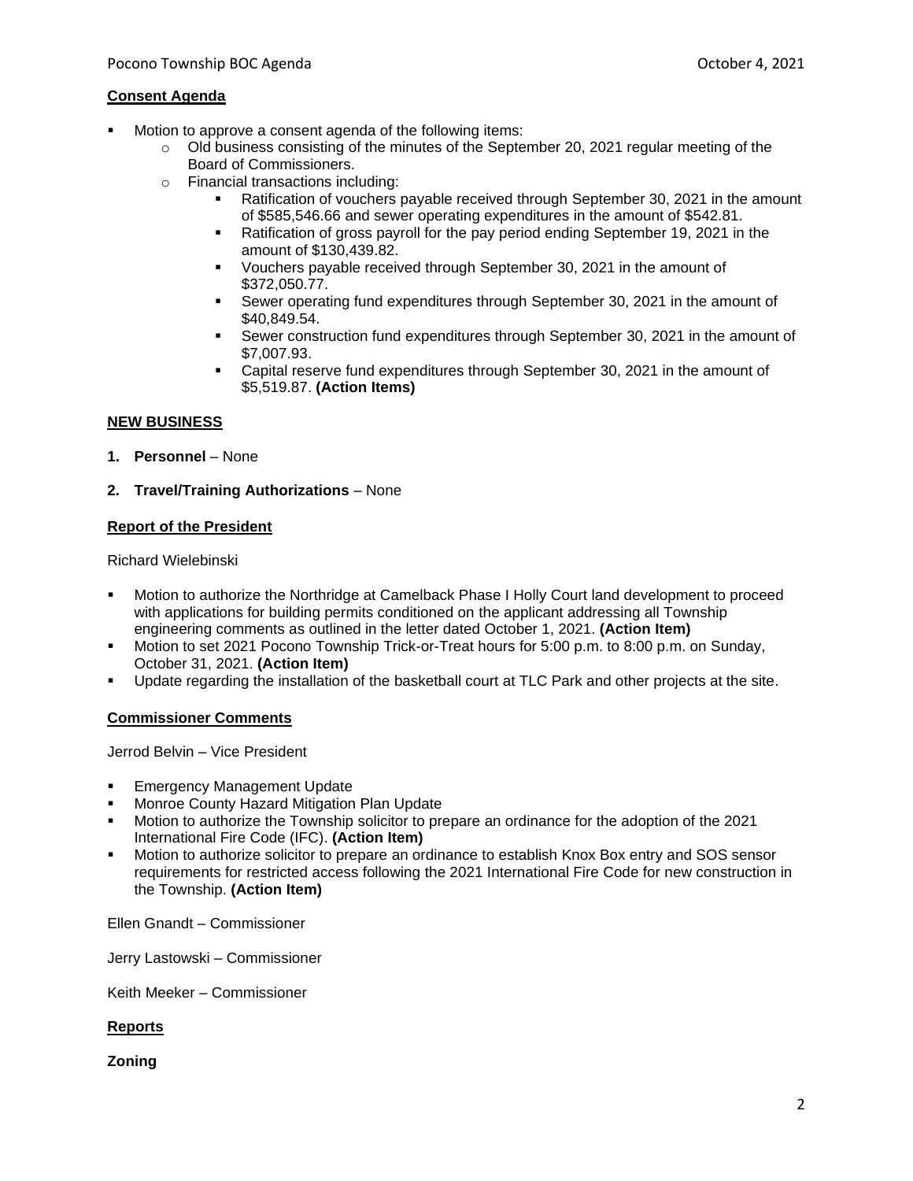## Consent Agenda

- Motion to approve a consent agenda of the following items:
  - Old business consisting of the minutes of the September 20, 2021 regular meeting of the Board of Commissioners.
  - Financial transactions including:
    - Ratification of vouchers payable received through September 30, 2021 in the amount of $585,546.66 and sewer operating expenditures in the amount of $542.81.
    - Ratification of gross payroll for the pay period ending September 19, 2021 in the amount of $130,439.82.
    - Vouchers payable received through September 30, 2021 in the amount of $372,050.77.
    - Sewer operating fund expenditures through September 30, 2021 in the amount of $40,849.54.
    - Sewer construction fund expenditures through September 30, 2021 in the amount of $7,007.93.
    - Capital reserve fund expenditures through September 30, 2021 in the amount of $5,519.87. **(Action Items)**

## NEW BUSINESS

1. **Personnel** – None

2. **Travel/Training Authorizations** – None

## Report of the President

Richard Wielebinski

- Motion to authorize the Northridge at Camelback Phase I Holly Court land development to proceed with applications for building permits conditioned on the applicant addressing all Township engineering comments as outlined in the letter dated October 1, 2021. **(Action Item)**
- Motion to set 2021 Pocono Township Trick-or-Treat hours for 5:00 p.m. to 8:00 p.m. on Sunday, October 31, 2021. **(Action Item)**
- Update regarding the installation of the basketball court at TLC Park and other projects at the site.

## Commissioner Comments

Jerrod Belvin – Vice President

- Emergency Management Update
- Monroe County Hazard Mitigation Plan Update
- Motion to authorize the Township solicitor to prepare an ordinance for the adoption of the 2021 International Fire Code (IFC). **(Action Item)**
- Motion to authorize solicitor to prepare an ordinance to establish Knox Box entry and SOS sensor requirements for restricted access following the 2021 International Fire Code for new construction in the Township. **(Action Item)**

Ellen Gnandt – Commissioner

Jerry Lastowski – Commissioner

Keith Meeker – Commissioner

## Reports

**Zoning**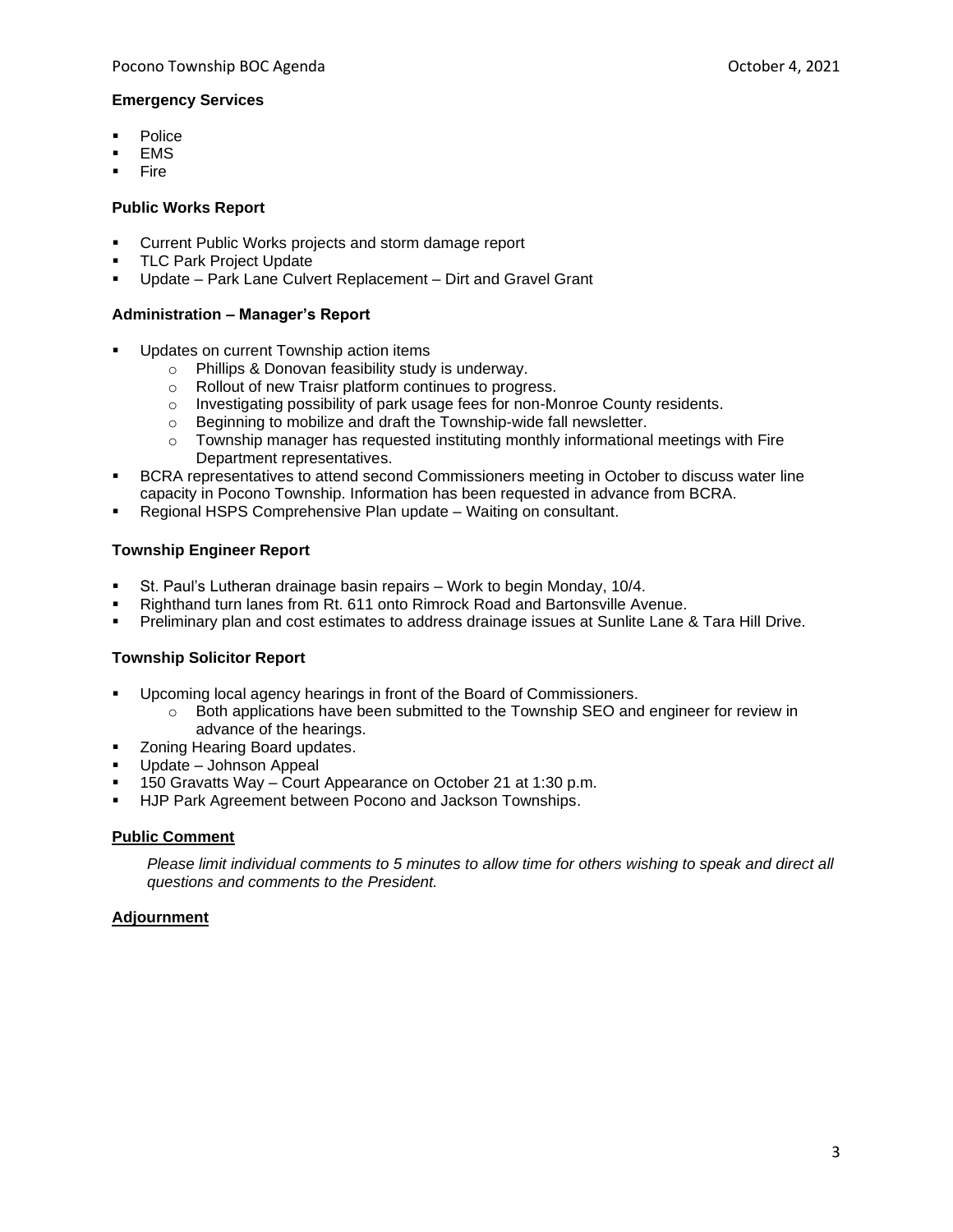### Emergency Services

- Police
- EMS
- Fire

### Public Works Report

- Current Public Works projects and storm damage report
- TLC Park Project Update
- Update – Park Lane Culvert Replacement – Dirt and Gravel Grant

### Administration – Manager's Report

- Updates on current Township action items
    - Phillips & Donovan feasibility study is underway.
    - Rollout of new Traisr platform continues to progress.
    - Investigating possibility of park usage fees for non-Monroe County residents.
    - Beginning to mobilize and draft the Township-wide fall newsletter.
    - Township manager has requested instituting monthly informational meetings with Fire Department representatives.
- BCRA representatives to attend second Commissioners meeting in October to discuss water line capacity in Pocono Township. Information has been requested in advance from BCRA.
- Regional HSPS Comprehensive Plan update – Waiting on consultant.

### Township Engineer Report

- St. Paul's Lutheran drainage basin repairs – Work to begin Monday, 10/4.
- Righthand turn lanes from Rt. 611 onto Rimrock Road and Bartonsville Avenue.
- Preliminary plan and cost estimates to address drainage issues at Sunlite Lane & Tara Hill Drive.

### Township Solicitor Report

- Upcoming local agency hearings in front of the Board of Commissioners.
    - Both applications have been submitted to the Township SEO and engineer for review in advance of the hearings.
- Zoning Hearing Board updates.
- Update – Johnson Appeal
- 150 Gravatts Way – Court Appearance on October 21 at 1:30 p.m.
- HJP Park Agreement between Pocono and Jackson Townships.

### Public Comment

*Please limit individual comments to 5 minutes to allow time for others wishing to speak and direct all questions and comments to the President.*

### Adjournment